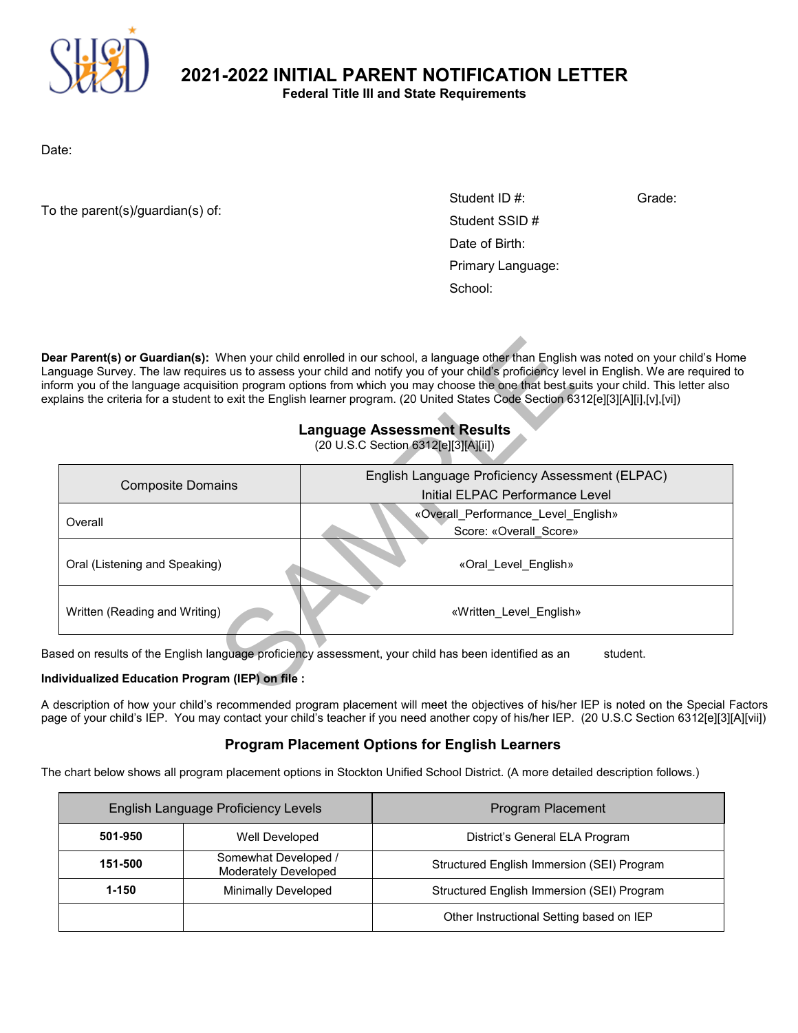# 2021-2022 INITIAL PARENT NOTIFICATION LETTER

**Federal Title III and State Requirements**

Date:

To the parent(s)/guardian(s) of:

Student ID #: Grade:
Student SSID #
Date of Birth:
Primary Language:
School:

**Dear Parent(s) or Guardian(s):** When your child enrolled in our school, a language other than English was noted on your child's Home Language Survey. The law requires us to assess your child and notify you of your child's proficiency level in English. We are required to inform you of the language acquisition program options from which you may choose the one that best suits your child. This letter also explains the criteria for a student to exit the English learner program. (20 United States Code Section 6312[e][3][A][i],[v],[vi])

## Language Assessment Results

(20 U.S.C Section 6312[e][3][A][ii])

| Composite Domains | English Language Proficiency Assessment (ELPAC) Initial ELPAC Performance Level |
|---|---|
| Overall | «Overall_Performance_Level_English» Score: «Overall_Score» |
| Oral (Listening and Speaking) | «Oral_Level_English» |
| Written (Reading and Writing) | «Written_Level_English» |

Based on results of the English language proficiency assessment, your child has been identified as an student.

**Individualized Education Program (IEP) on file :**

A description of how your child's recommended program placement will meet the objectives of his/her IEP is noted on the Special Factors page of your child's IEP. You may contact your child's teacher if you need another copy of his/her IEP. (20 U.S.C Section 6312[e][3][A][vii])

## Program Placement Options for English Learners

The chart below shows all program placement options in Stockton Unified School District. (A more detailed description follows.)

| English Language Proficiency Levels | | Program Placement |
|---|---|---|
| **501-950** | Well Developed | District's General ELA Program |
| **151-500** | Somewhat Developed / Moderately Developed | Structured English Immersion (SEI) Program |
| **1-150** | Minimally Developed | Structured English Immersion (SEI) Program |
| | | Other Instructional Setting based on IEP |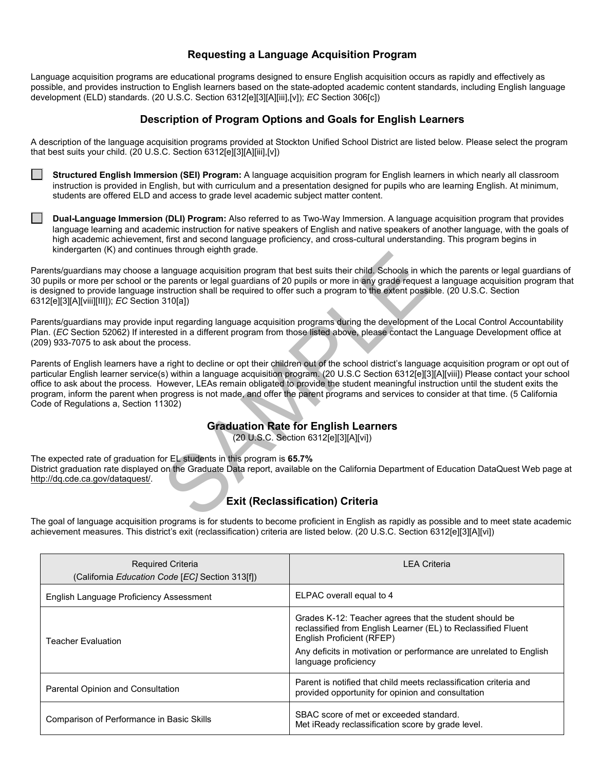## Requesting a Language Acquisition Program

Language acquisition programs are educational programs designed to ensure English acquisition occurs as rapidly and effectively as possible, and provides instruction to English learners based on the state-adopted academic content standards, including English language development (ELD) standards. (20 U.S.C. Section 6312[e][3][A][iii],[v]); *EC* Section 306[c])

## Description of Program Options and Goals for English Learners

A description of the language acquisition programs provided at Stockton Unified School District are listed below. Please select the program that best suits your child. (20 U.S.C. Section 6312[e][3][A][iii],[v])

☐ **Structured English Immersion (SEI) Program:** A language acquisition program for English learners in which nearly all classroom instruction is provided in English, but with curriculum and a presentation designed for pupils who are learning English. At minimum, students are offered ELD and access to grade level academic subject matter content.

☐ **Dual-Language Immersion (DLI) Program:** Also referred to as Two-Way Immersion. A language acquisition program that provides language learning and academic instruction for native speakers of English and native speakers of another language, with the goals of high academic achievement, first and second language proficiency, and cross-cultural understanding. This program begins in kindergarten (K) and continues through eighth grade.

Parents/guardians may choose a language acquisition program that best suits their child. Schools in which the parents or legal guardians of 30 pupils or more per school or the parents or legal guardians of 20 pupils or more in any grade request a language acquisition program that is designed to provide language instruction shall be required to offer such a program to the extent possible. (20 U.S.C. Section 6312[e][3][A][viii][III]); *EC* Section 310[a])

Parents/guardians may provide input regarding language acquisition programs during the development of the Local Control Accountability Plan. (*EC* Section 52062) If interested in a different program from those listed above, please contact the Language Development office at (209) 933-7075 to ask about the process.

Parents of English learners have a right to decline or opt their children out of the school district's language acquisition program or opt out of particular English learner service(s) within a language acquisition program. (20 U.S.C Section 6312[e][3][A][viii]) Please contact your school office to ask about the process. However, LEAs remain obligated to provide the student meaningful instruction until the student exits the program, inform the parent when progress is not made, and offer the parent programs and services to consider at that time. (5 California Code of Regulations a, Section 11302)

## Graduation Rate for English Learners

(20 U.S.C. Section 6312[e][3][A][vi])

The expected rate of graduation for EL students in this program is **65.7%**
District graduation rate displayed on the Graduate Data report, available on the California Department of Education DataQuest Web page at http://dq.cde.ca.gov/dataquest/.

## Exit (Reclassification) Criteria

The goal of language acquisition programs is for students to become proficient in English as rapidly as possible and to meet state academic achievement measures. This district's exit (reclassification) criteria are listed below. (20 U.S.C. Section 6312[e][3][A][vi])

| Required Criteria (California *Education Code* [*EC*] Section 313[f]) | LEA Criteria |
|---|---|
| English Language Proficiency Assessment | ELPAC overall equal to 4 |
| Teacher Evaluation | Grades K-12: Teacher agrees that the student should be reclassified from English Learner (EL) to Reclassified Fluent English Proficient (RFEP)<br>Any deficits in motivation or performance are unrelated to English language proficiency |
| Parental Opinion and Consultation | Parent is notified that child meets reclassification criteria and provided opportunity for opinion and consultation |
| Comparison of Performance in Basic Skills | SBAC score of met or exceeded standard.<br>Met iReady reclassification score by grade level. |